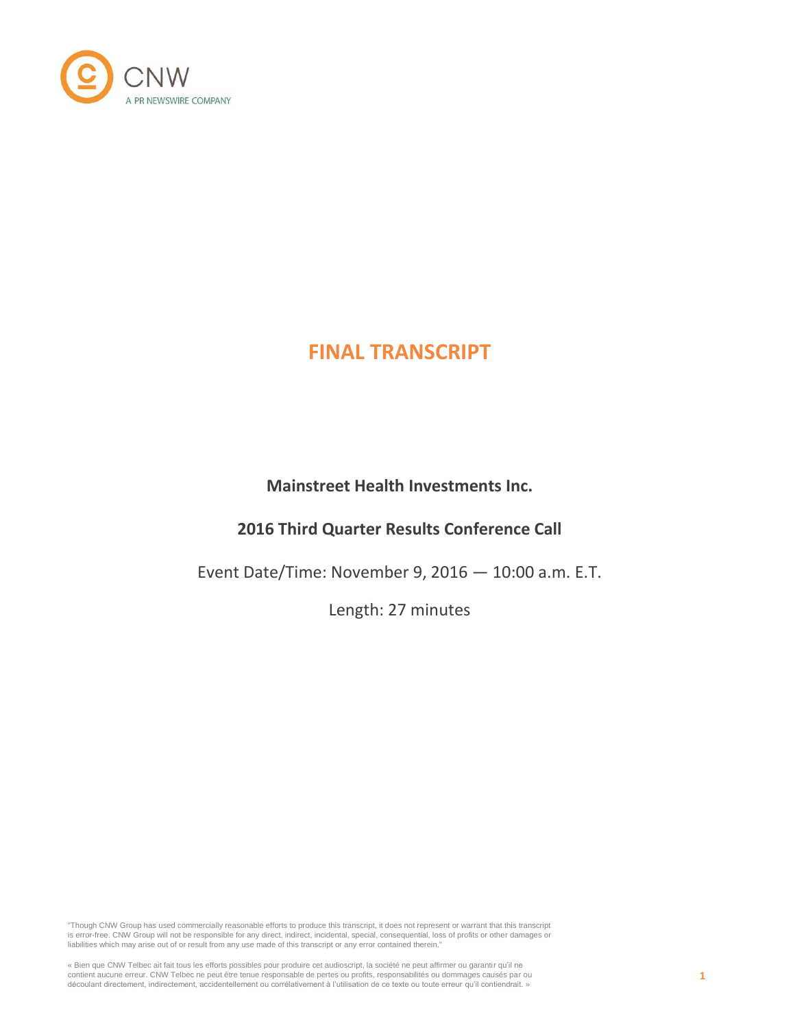CNW

A PR NEWSWIRE COMPANY

# FINAL TRANSCRIPT

**Mainstreet Health Investments Inc.**

**2016 Third Quarter Results Conference Call**

Event Date/Time: November 9, 2016 — 10:00 a.m. E.T.

Length: 27 minutes

"Though CNW Group has used commercially reasonable efforts to produce this transcript, it does not represent or warrant that this transcript is error-free. CNW Group will not be responsible for any direct, indirect, incidental, special, consequential, loss of profits or other damages or liabilities which may arise out of or result from any use made of this transcript or any error contained therein."

« Bien que CNW Telbec ait fait tous les efforts possibles pour produire cet audioscript, la société ne peut affirmer ou garantir qu'il ne contient aucune erreur. CNW Telbec ne peut être tenue responsable de pertes ou profits, responsabilités ou dommages causés par ou découlant directement, indirectement, accidentellement ou corrélativement à l'utilisation de ce texte ou toute erreur qu'il contiendrait. »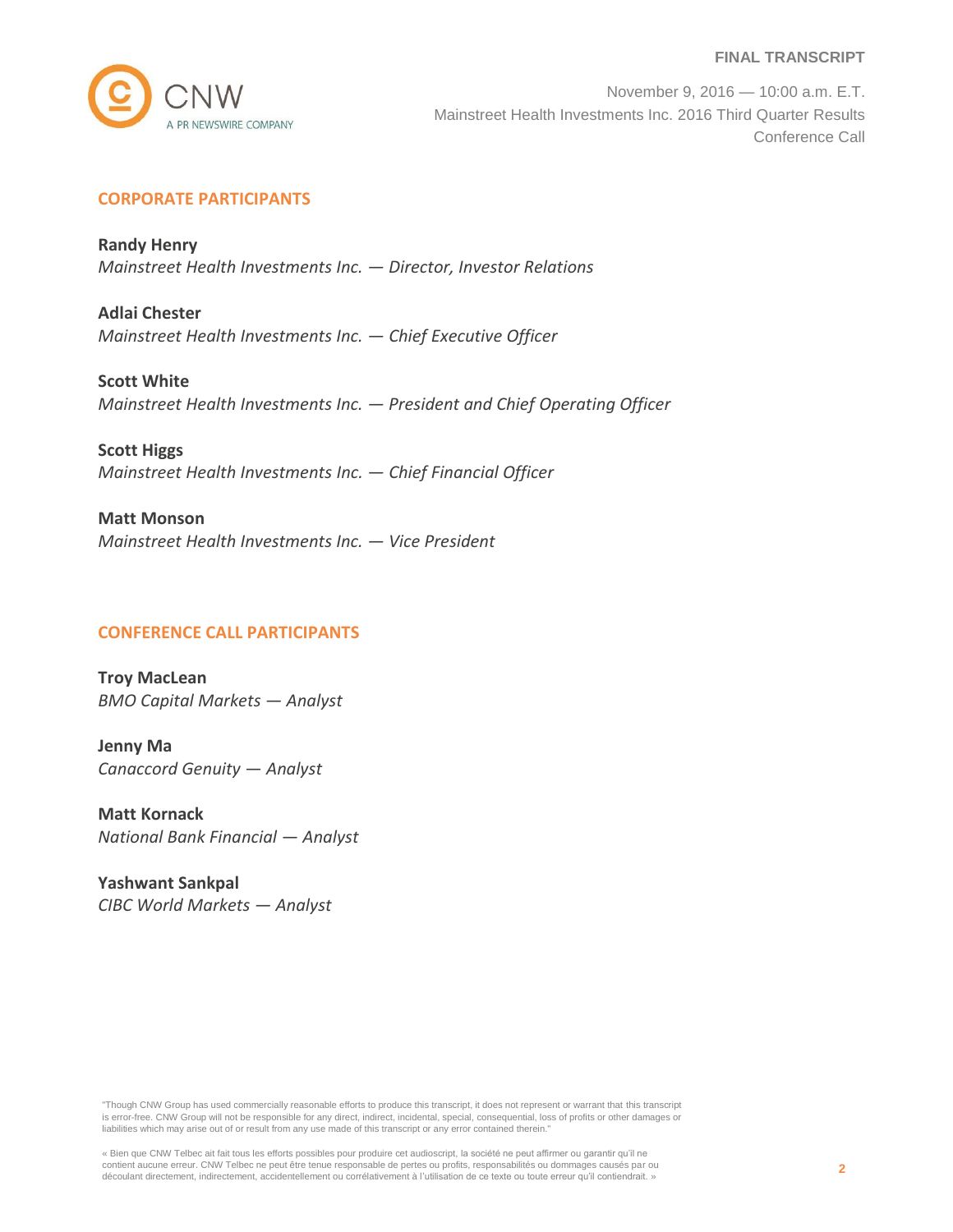## CORPORATE PARTICIPANTS

**Randy Henry**
*Mainstreet Health Investments Inc. — Director, Investor Relations*

**Adlai Chester**
*Mainstreet Health Investments Inc. — Chief Executive Officer*

**Scott White**
*Mainstreet Health Investments Inc. — President and Chief Operating Officer*

**Scott Higgs**
*Mainstreet Health Investments Inc. — Chief Financial Officer*

**Matt Monson**
*Mainstreet Health Investments Inc. — Vice President*

## CONFERENCE CALL PARTICIPANTS

**Troy MacLean**
*BMO Capital Markets — Analyst*

**Jenny Ma**
*Canaccord Genuity — Analyst*

**Matt Kornack**
*National Bank Financial — Analyst*

**Yashwant Sankpal**
*CIBC World Markets — Analyst*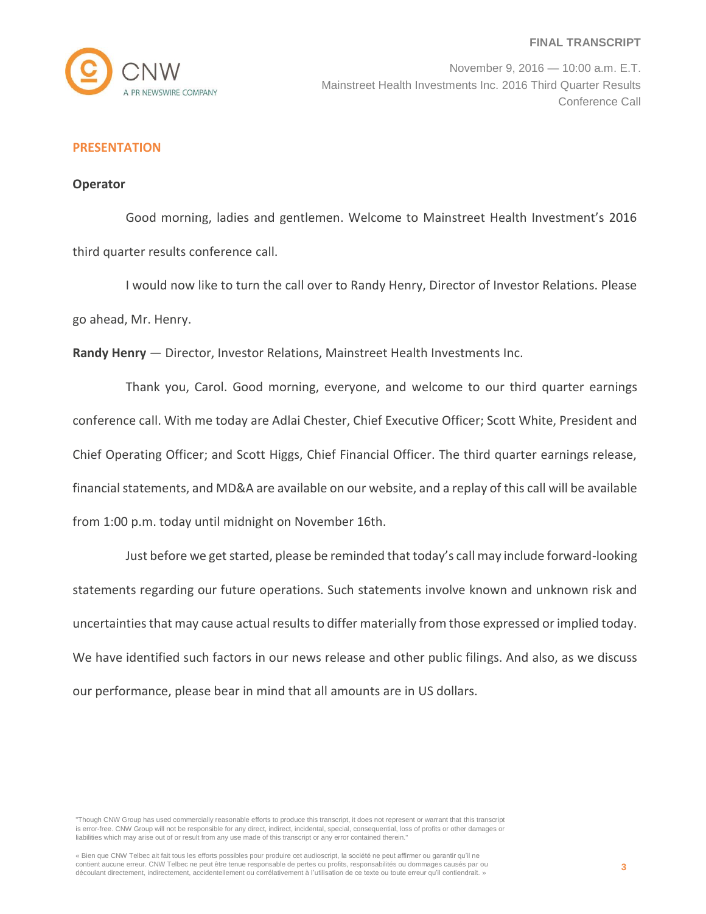## PRESENTATION

**Operator**

Good morning, ladies and gentlemen. Welcome to Mainstreet Health Investment's 2016 third quarter results conference call.

I would now like to turn the call over to Randy Henry, Director of Investor Relations. Please go ahead, Mr. Henry.

**Randy Henry** — Director, Investor Relations, Mainstreet Health Investments Inc.

Thank you, Carol. Good morning, everyone, and welcome to our third quarter earnings conference call. With me today are Adlai Chester, Chief Executive Officer; Scott White, President and Chief Operating Officer; and Scott Higgs, Chief Financial Officer. The third quarter earnings release, financial statements, and MD&A are available on our website, and a replay of this call will be available from 1:00 p.m. today until midnight on November 16th.

Just before we get started, please be reminded that today's call may include forward-looking statements regarding our future operations. Such statements involve known and unknown risk and uncertainties that may cause actual results to differ materially from those expressed or implied today. We have identified such factors in our news release and other public filings. And also, as we discuss our performance, please bear in mind that all amounts are in US dollars.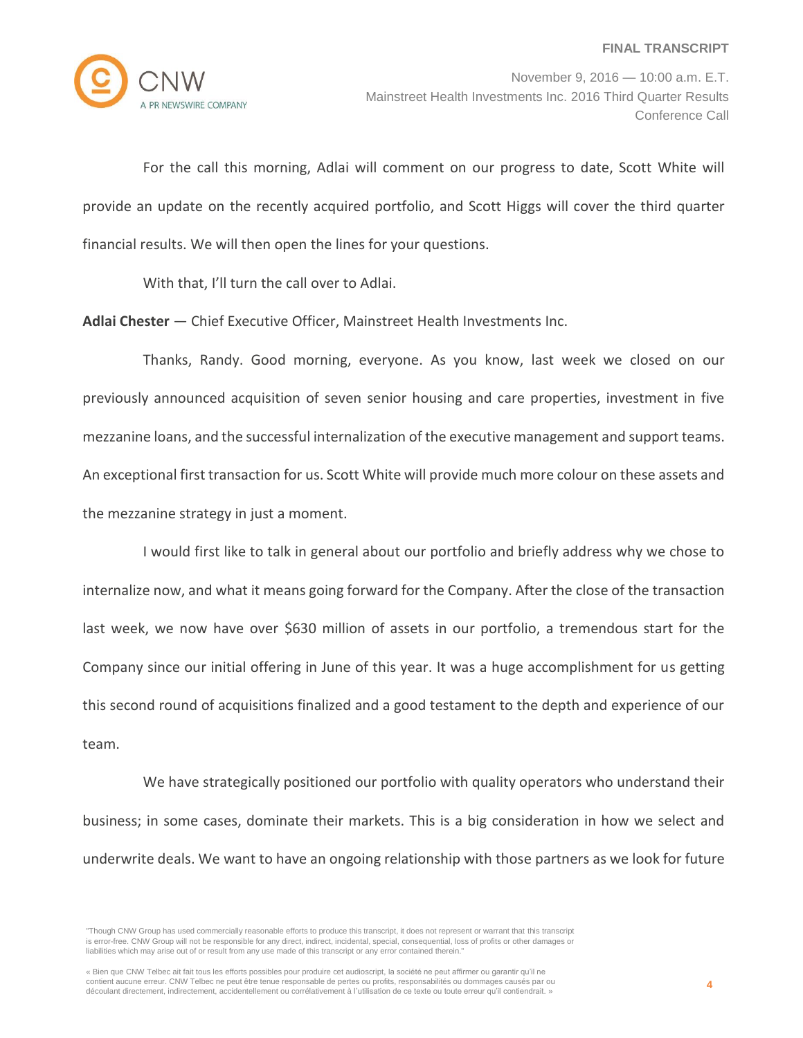For the call this morning, Adlai will comment on our progress to date, Scott White will provide an update on the recently acquired portfolio, and Scott Higgs will cover the third quarter financial results. We will then open the lines for your questions.

With that, I'll turn the call over to Adlai.

**Adlai Chester** — Chief Executive Officer, Mainstreet Health Investments Inc.

Thanks, Randy. Good morning, everyone. As you know, last week we closed on our previously announced acquisition of seven senior housing and care properties, investment in five mezzanine loans, and the successful internalization of the executive management and support teams. An exceptional first transaction for us. Scott White will provide much more colour on these assets and the mezzanine strategy in just a moment.

I would first like to talk in general about our portfolio and briefly address why we chose to internalize now, and what it means going forward for the Company. After the close of the transaction last week, we now have over $630 million of assets in our portfolio, a tremendous start for the Company since our initial offering in June of this year. It was a huge accomplishment for us getting this second round of acquisitions finalized and a good testament to the depth and experience of our team.

We have strategically positioned our portfolio with quality operators who understand their business; in some cases, dominate their markets. This is a big consideration in how we select and underwrite deals. We want to have an ongoing relationship with those partners as we look for future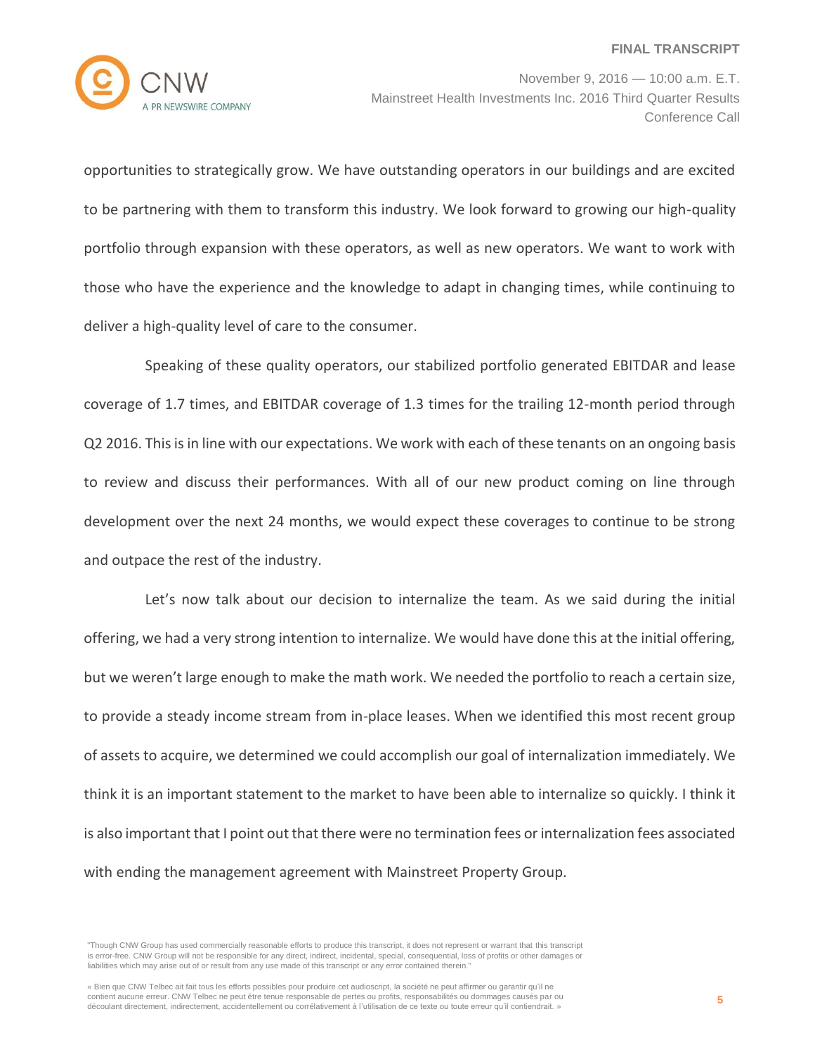opportunities to strategically grow. We have outstanding operators in our buildings and are excited to be partnering with them to transform this industry. We look forward to growing our high-quality portfolio through expansion with these operators, as well as new operators. We want to work with those who have the experience and the knowledge to adapt in changing times, while continuing to deliver a high-quality level of care to the consumer.

Speaking of these quality operators, our stabilized portfolio generated EBITDAR and lease coverage of 1.7 times, and EBITDAR coverage of 1.3 times for the trailing 12-month period through Q2 2016. This is in line with our expectations. We work with each of these tenants on an ongoing basis to review and discuss their performances. With all of our new product coming on line through development over the next 24 months, we would expect these coverages to continue to be strong and outpace the rest of the industry.

Let's now talk about our decision to internalize the team. As we said during the initial offering, we had a very strong intention to internalize. We would have done this at the initial offering, but we weren't large enough to make the math work. We needed the portfolio to reach a certain size, to provide a steady income stream from in-place leases. When we identified this most recent group of assets to acquire, we determined we could accomplish our goal of internalization immediately. We think it is an important statement to the market to have been able to internalize so quickly. I think it is also important that I point out that there were no termination fees or internalization fees associated with ending the management agreement with Mainstreet Property Group.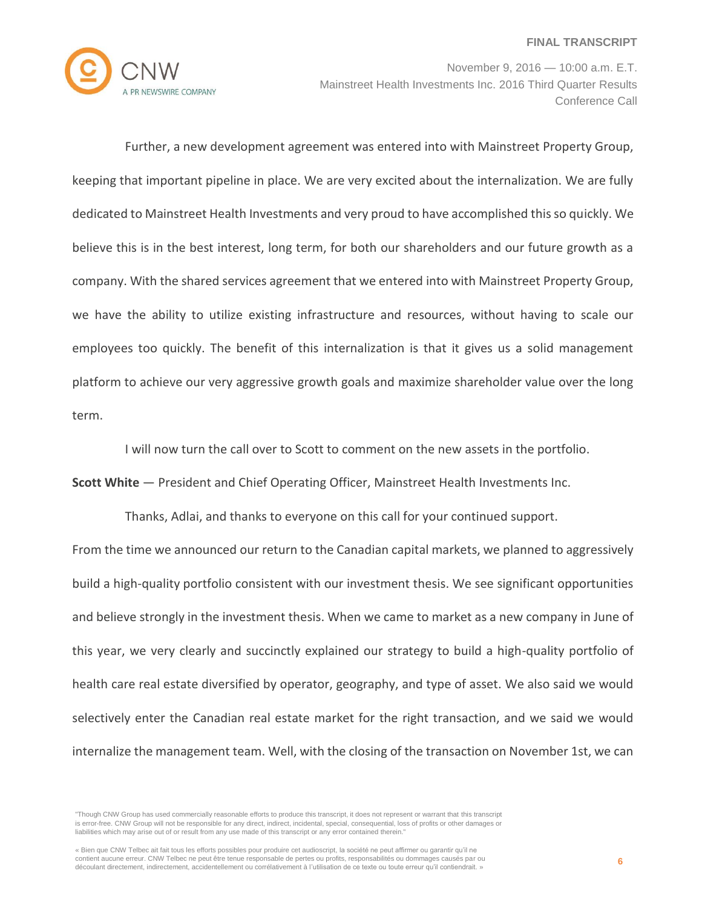Further, a new development agreement was entered into with Mainstreet Property Group, keeping that important pipeline in place. We are very excited about the internalization. We are fully dedicated to Mainstreet Health Investments and very proud to have accomplished this so quickly. We believe this is in the best interest, long term, for both our shareholders and our future growth as a company. With the shared services agreement that we entered into with Mainstreet Property Group, we have the ability to utilize existing infrastructure and resources, without having to scale our employees too quickly. The benefit of this internalization is that it gives us a solid management platform to achieve our very aggressive growth goals and maximize shareholder value over the long term.

I will now turn the call over to Scott to comment on the new assets in the portfolio.

**Scott White** — President and Chief Operating Officer, Mainstreet Health Investments Inc.

Thanks, Adlai, and thanks to everyone on this call for your continued support.

From the time we announced our return to the Canadian capital markets, we planned to aggressively build a high-quality portfolio consistent with our investment thesis. We see significant opportunities and believe strongly in the investment thesis. When we came to market as a new company in June of this year, we very clearly and succinctly explained our strategy to build a high-quality portfolio of health care real estate diversified by operator, geography, and type of asset. We also said we would selectively enter the Canadian real estate market for the right transaction, and we said we would internalize the management team. Well, with the closing of the transaction on November 1st, we can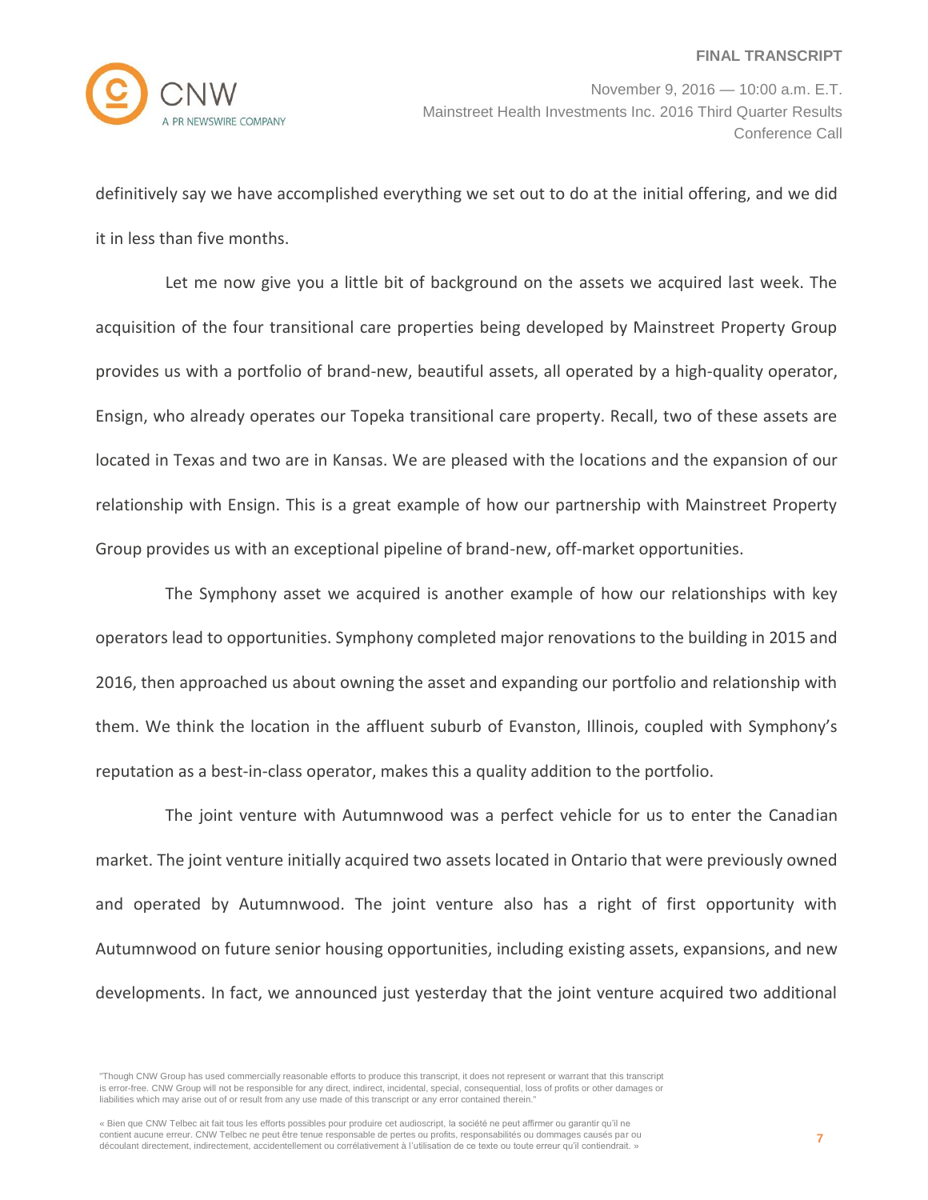definitively say we have accomplished everything we set out to do at the initial offering, and we did it in less than five months.

Let me now give you a little bit of background on the assets we acquired last week. The acquisition of the four transitional care properties being developed by Mainstreet Property Group provides us with a portfolio of brand-new, beautiful assets, all operated by a high-quality operator, Ensign, who already operates our Topeka transitional care property. Recall, two of these assets are located in Texas and two are in Kansas. We are pleased with the locations and the expansion of our relationship with Ensign. This is a great example of how our partnership with Mainstreet Property Group provides us with an exceptional pipeline of brand-new, off-market opportunities.

The Symphony asset we acquired is another example of how our relationships with key operators lead to opportunities. Symphony completed major renovations to the building in 2015 and 2016, then approached us about owning the asset and expanding our portfolio and relationship with them. We think the location in the affluent suburb of Evanston, Illinois, coupled with Symphony's reputation as a best-in-class operator, makes this a quality addition to the portfolio.

The joint venture with Autumnwood was a perfect vehicle for us to enter the Canadian market. The joint venture initially acquired two assets located in Ontario that were previously owned and operated by Autumnwood. The joint venture also has a right of first opportunity with Autumnwood on future senior housing opportunities, including existing assets, expansions, and new developments. In fact, we announced just yesterday that the joint venture acquired two additional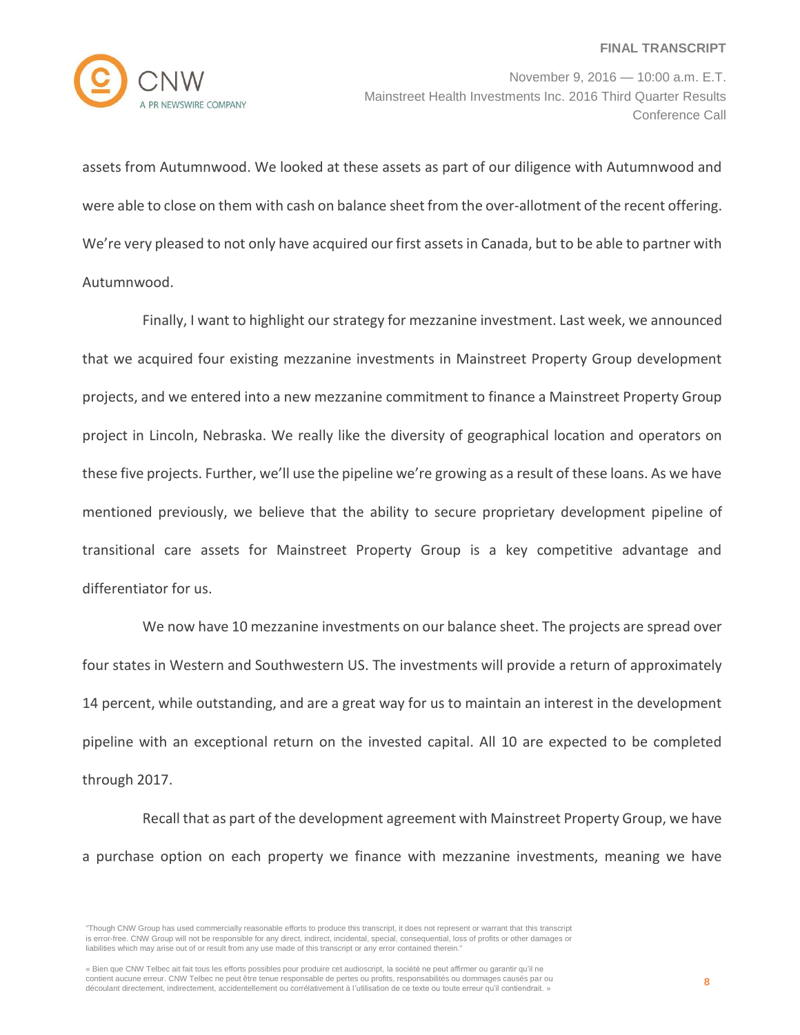assets from Autumnwood. We looked at these assets as part of our diligence with Autumnwood and were able to close on them with cash on balance sheet from the over-allotment of the recent offering. We're very pleased to not only have acquired our first assets in Canada, but to be able to partner with Autumnwood.

Finally, I want to highlight our strategy for mezzanine investment. Last week, we announced that we acquired four existing mezzanine investments in Mainstreet Property Group development projects, and we entered into a new mezzanine commitment to finance a Mainstreet Property Group project in Lincoln, Nebraska. We really like the diversity of geographical location and operators on these five projects. Further, we'll use the pipeline we're growing as a result of these loans. As we have mentioned previously, we believe that the ability to secure proprietary development pipeline of transitional care assets for Mainstreet Property Group is a key competitive advantage and differentiator for us.

We now have 10 mezzanine investments on our balance sheet. The projects are spread over four states in Western and Southwestern US. The investments will provide a return of approximately 14 percent, while outstanding, and are a great way for us to maintain an interest in the development pipeline with an exceptional return on the invested capital. All 10 are expected to be completed through 2017.

Recall that as part of the development agreement with Mainstreet Property Group, we have a purchase option on each property we finance with mezzanine investments, meaning we have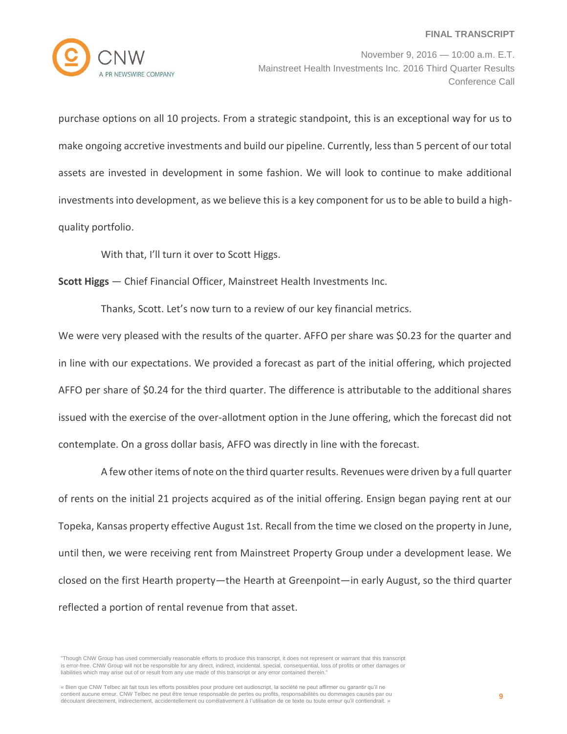purchase options on all 10 projects. From a strategic standpoint, this is an exceptional way for us to make ongoing accretive investments and build our pipeline. Currently, less than 5 percent of our total assets are invested in development in some fashion. We will look to continue to make additional investments into development, as we believe this is a key component for us to be able to build a high-quality portfolio.

With that, I'll turn it over to Scott Higgs.

**Scott Higgs** — Chief Financial Officer, Mainstreet Health Investments Inc.

Thanks, Scott. Let's now turn to a review of our key financial metrics.

We were very pleased with the results of the quarter. AFFO per share was \$0.23 for the quarter and in line with our expectations. We provided a forecast as part of the initial offering, which projected AFFO per share of \$0.24 for the third quarter. The difference is attributable to the additional shares issued with the exercise of the over-allotment option in the June offering, which the forecast did not contemplate. On a gross dollar basis, AFFO was directly in line with the forecast.

A few other items of note on the third quarter results. Revenues were driven by a full quarter of rents on the initial 21 projects acquired as of the initial offering. Ensign began paying rent at our Topeka, Kansas property effective August 1st. Recall from the time we closed on the property in June, until then, we were receiving rent from Mainstreet Property Group under a development lease. We closed on the first Hearth property—the Hearth at Greenpoint—in early August, so the third quarter reflected a portion of rental revenue from that asset.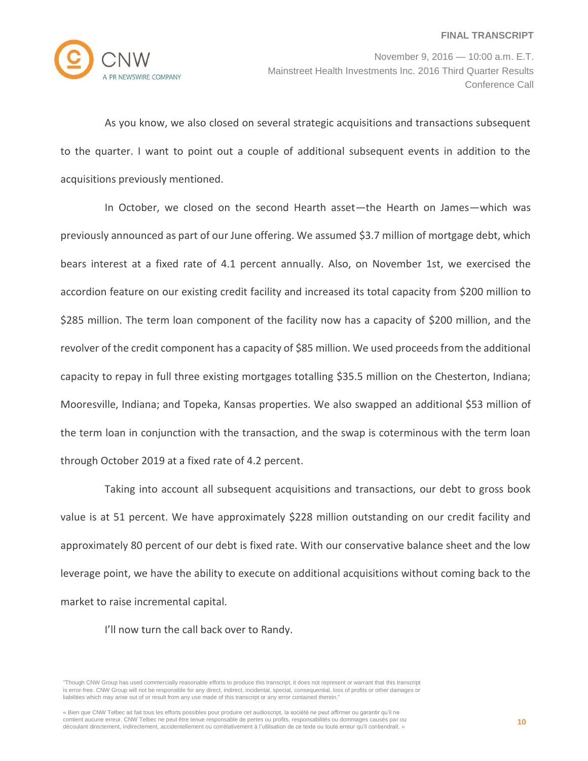As you know, we also closed on several strategic acquisitions and transactions subsequent to the quarter. I want to point out a couple of additional subsequent events in addition to the acquisitions previously mentioned.

In October, we closed on the second Hearth asset—the Hearth on James—which was previously announced as part of our June offering. We assumed $3.7 million of mortgage debt, which bears interest at a fixed rate of 4.1 percent annually. Also, on November 1st, we exercised the accordion feature on our existing credit facility and increased its total capacity from $200 million to $285 million. The term loan component of the facility now has a capacity of $200 million, and the revolver of the credit component has a capacity of $85 million. We used proceeds from the additional capacity to repay in full three existing mortgages totalling $35.5 million on the Chesterton, Indiana; Mooresville, Indiana; and Topeka, Kansas properties. We also swapped an additional $53 million of the term loan in conjunction with the transaction, and the swap is coterminous with the term loan through October 2019 at a fixed rate of 4.2 percent.

Taking into account all subsequent acquisitions and transactions, our debt to gross book value is at 51 percent. We have approximately $228 million outstanding on our credit facility and approximately 80 percent of our debt is fixed rate. With our conservative balance sheet and the low leverage point, we have the ability to execute on additional acquisitions without coming back to the market to raise incremental capital.

I'll now turn the call back over to Randy.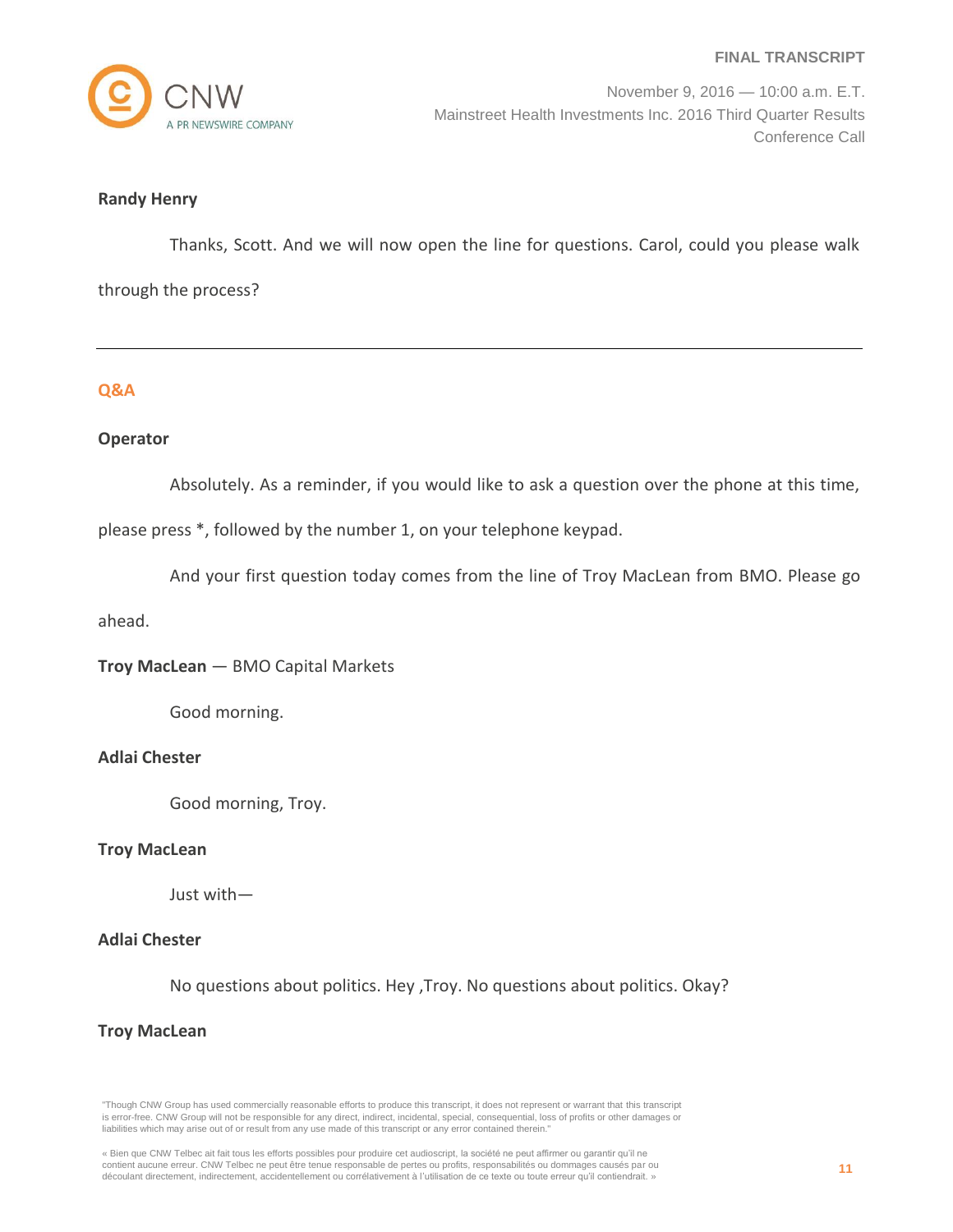**Randy Henry**

Thanks, Scott. And we will now open the line for questions. Carol, could you please walk through the process?

---

## Q&A

**Operator**

Absolutely. As a reminder, if you would like to ask a question over the phone at this time, please press *, followed by the number 1, on your telephone keypad.

And your first question today comes from the line of Troy MacLean from BMO. Please go ahead.

**Troy MacLean** — BMO Capital Markets

Good morning.

**Adlai Chester**

Good morning, Troy.

**Troy MacLean**

Just with—

**Adlai Chester**

No questions about politics. Hey ,Troy. No questions about politics. Okay?

**Troy MacLean**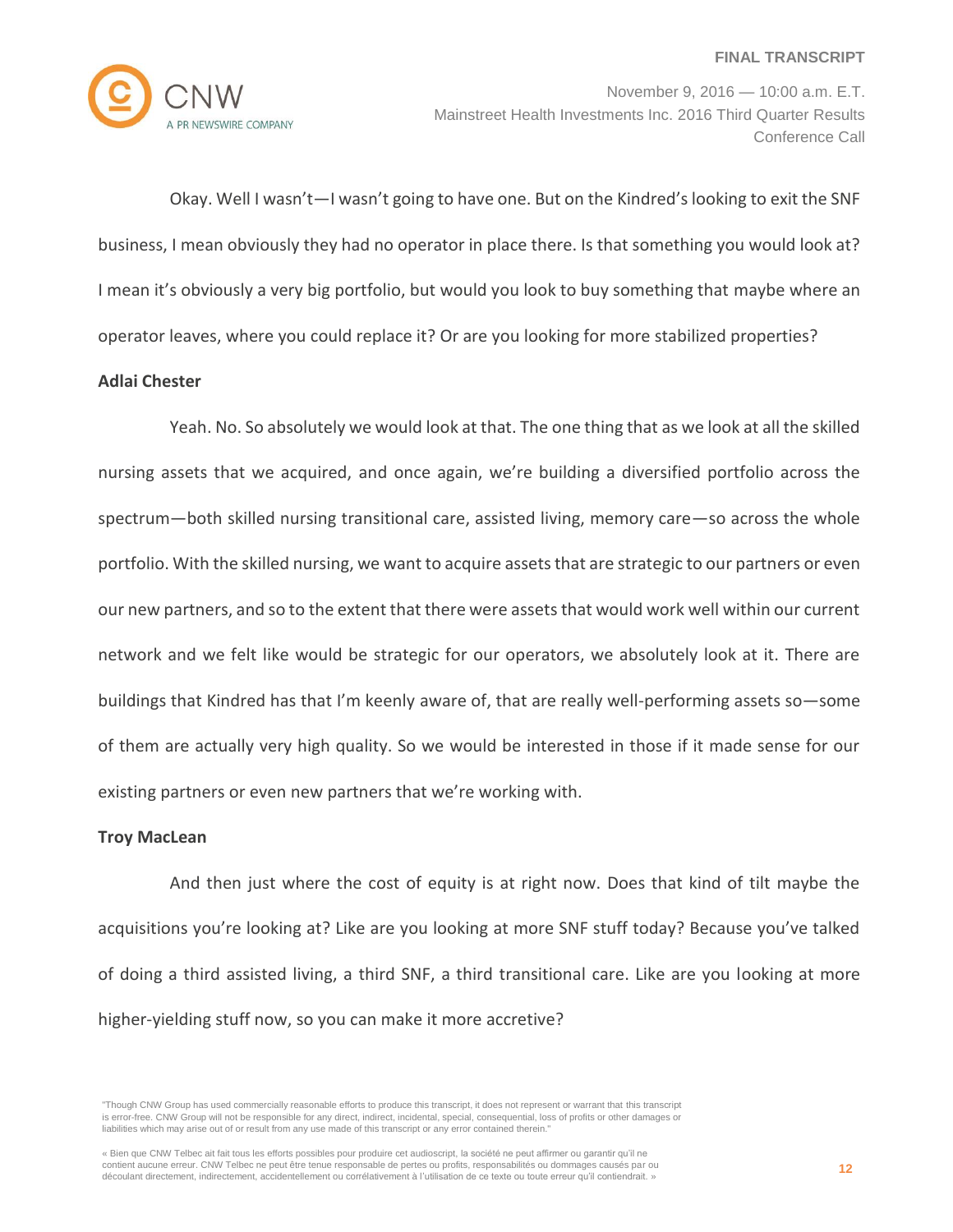Okay. Well I wasn't—I wasn't going to have one. But on the Kindred's looking to exit the SNF business, I mean obviously they had no operator in place there. Is that something you would look at? I mean it's obviously a very big portfolio, but would you look to buy something that maybe where an operator leaves, where you could replace it? Or are you looking for more stabilized properties?

**Adlai Chester**

Yeah. No. So absolutely we would look at that. The one thing that as we look at all the skilled nursing assets that we acquired, and once again, we're building a diversified portfolio across the spectrum—both skilled nursing transitional care, assisted living, memory care—so across the whole portfolio. With the skilled nursing, we want to acquire assets that are strategic to our partners or even our new partners, and so to the extent that there were assets that would work well within our current network and we felt like would be strategic for our operators, we absolutely look at it. There are buildings that Kindred has that I'm keenly aware of, that are really well-performing assets so—some of them are actually very high quality. So we would be interested in those if it made sense for our existing partners or even new partners that we're working with.

**Troy MacLean**

And then just where the cost of equity is at right now. Does that kind of tilt maybe the acquisitions you're looking at? Like are you looking at more SNF stuff today? Because you've talked of doing a third assisted living, a third SNF, a third transitional care. Like are you looking at more higher-yielding stuff now, so you can make it more accretive?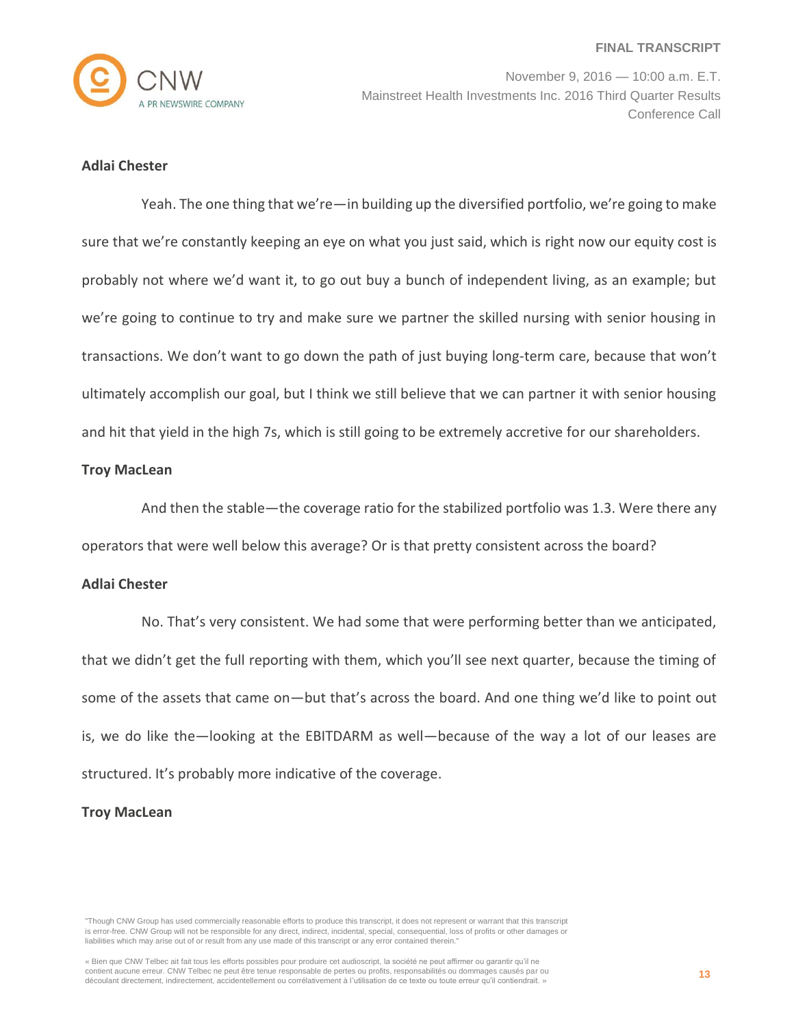**Adlai Chester**

Yeah. The one thing that we're—in building up the diversified portfolio, we're going to make sure that we're constantly keeping an eye on what you just said, which is right now our equity cost is probably not where we'd want it, to go out buy a bunch of independent living, as an example; but we're going to continue to try and make sure we partner the skilled nursing with senior housing in transactions. We don't want to go down the path of just buying long-term care, because that won't ultimately accomplish our goal, but I think we still believe that we can partner it with senior housing and hit that yield in the high 7s, which is still going to be extremely accretive for our shareholders.

**Troy MacLean**

And then the stable—the coverage ratio for the stabilized portfolio was 1.3. Were there any operators that were well below this average? Or is that pretty consistent across the board?

**Adlai Chester**

No. That's very consistent. We had some that were performing better than we anticipated, that we didn't get the full reporting with them, which you'll see next quarter, because the timing of some of the assets that came on—but that's across the board. And one thing we'd like to point out is, we do like the—looking at the EBITDARM as well—because of the way a lot of our leases are structured. It's probably more indicative of the coverage.

**Troy MacLean**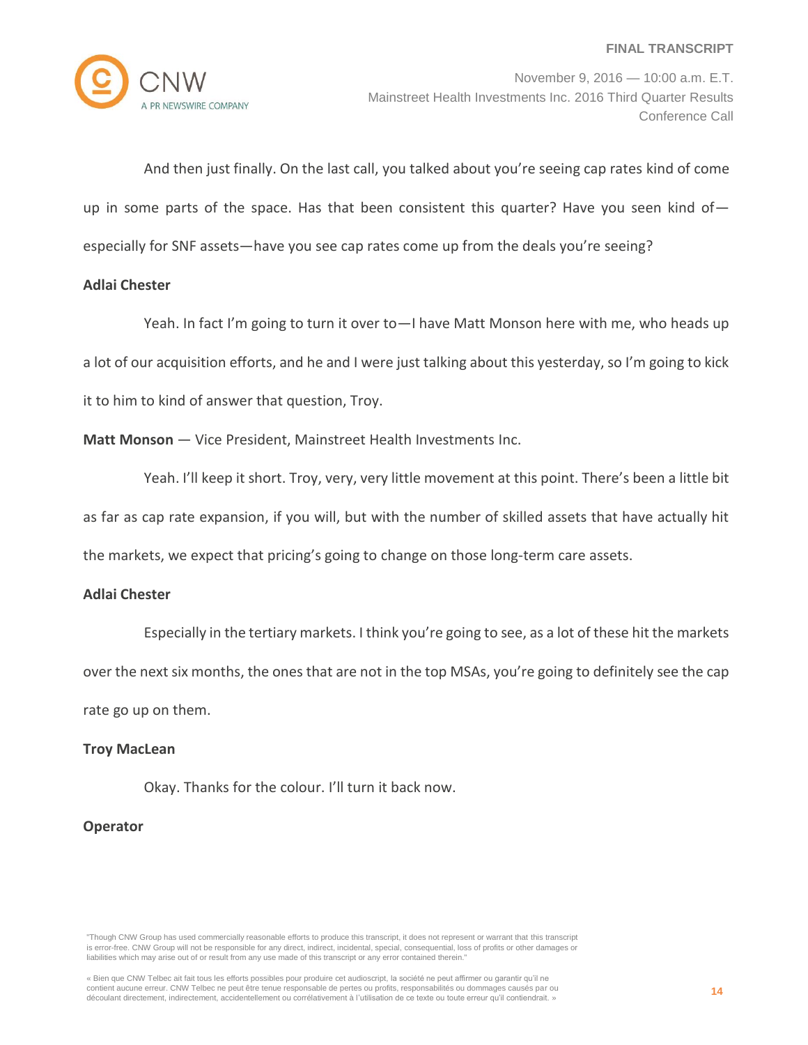And then just finally. On the last call, you talked about you're seeing cap rates kind of come up in some parts of the space. Has that been consistent this quarter? Have you seen kind of—especially for SNF assets—have you see cap rates come up from the deals you're seeing?

**Adlai Chester**

Yeah. In fact I'm going to turn it over to—I have Matt Monson here with me, who heads up a lot of our acquisition efforts, and he and I were just talking about this yesterday, so I'm going to kick it to him to kind of answer that question, Troy.

**Matt Monson** — Vice President, Mainstreet Health Investments Inc.

Yeah. I'll keep it short. Troy, very, very little movement at this point. There's been a little bit as far as cap rate expansion, if you will, but with the number of skilled assets that have actually hit the markets, we expect that pricing's going to change on those long-term care assets.

**Adlai Chester**

Especially in the tertiary markets. I think you're going to see, as a lot of these hit the markets over the next six months, the ones that are not in the top MSAs, you're going to definitely see the cap rate go up on them.

**Troy MacLean**

Okay. Thanks for the colour. I'll turn it back now.

**Operator**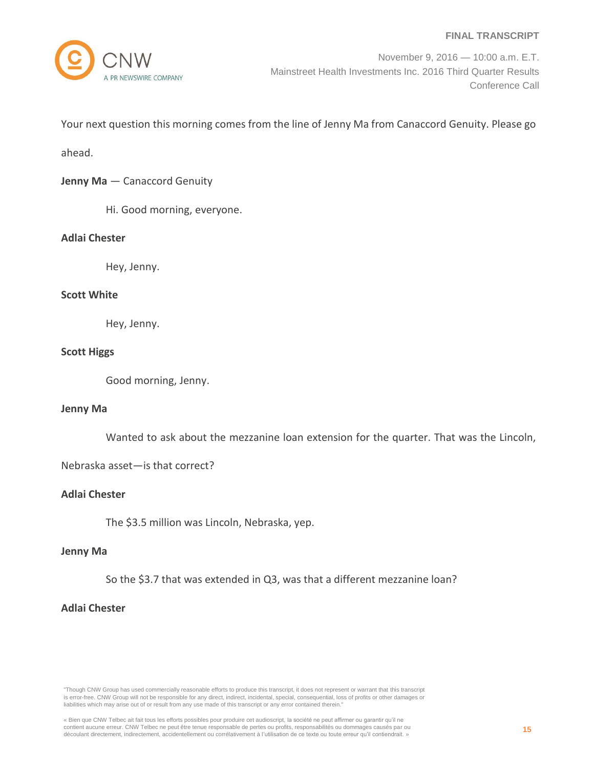Your next question this morning comes from the line of Jenny Ma from Canaccord Genuity. Please go ahead.

**Jenny Ma** — Canaccord Genuity

Hi. Good morning, everyone.

**Adlai Chester**

Hey, Jenny.

**Scott White**

Hey, Jenny.

**Scott Higgs**

Good morning, Jenny.

**Jenny Ma**

Wanted to ask about the mezzanine loan extension for the quarter. That was the Lincoln, Nebraska asset—is that correct?

**Adlai Chester**

The $3.5 million was Lincoln, Nebraska, yep.

**Jenny Ma**

So the $3.7 that was extended in Q3, was that a different mezzanine loan?

**Adlai Chester**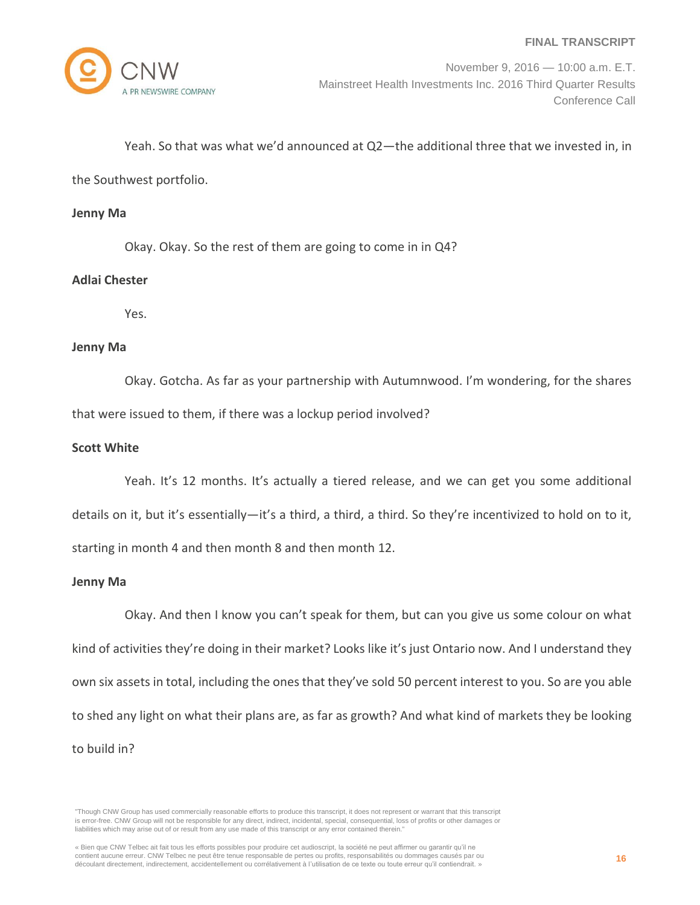Yeah. So that was what we'd announced at Q2—the additional three that we invested in, in the Southwest portfolio.

**Jenny Ma**

Okay. Okay. So the rest of them are going to come in in Q4?

**Adlai Chester**

Yes.

**Jenny Ma**

Okay. Gotcha. As far as your partnership with Autumnwood. I'm wondering, for the shares that were issued to them, if there was a lockup period involved?

**Scott White**

Yeah. It's 12 months. It's actually a tiered release, and we can get you some additional details on it, but it's essentially—it's a third, a third, a third. So they're incentivized to hold on to it, starting in month 4 and then month 8 and then month 12.

**Jenny Ma**

Okay. And then I know you can't speak for them, but can you give us some colour on what kind of activities they're doing in their market? Looks like it's just Ontario now. And I understand they own six assets in total, including the ones that they've sold 50 percent interest to you. So are you able to shed any light on what their plans are, as far as growth? And what kind of markets they be looking to build in?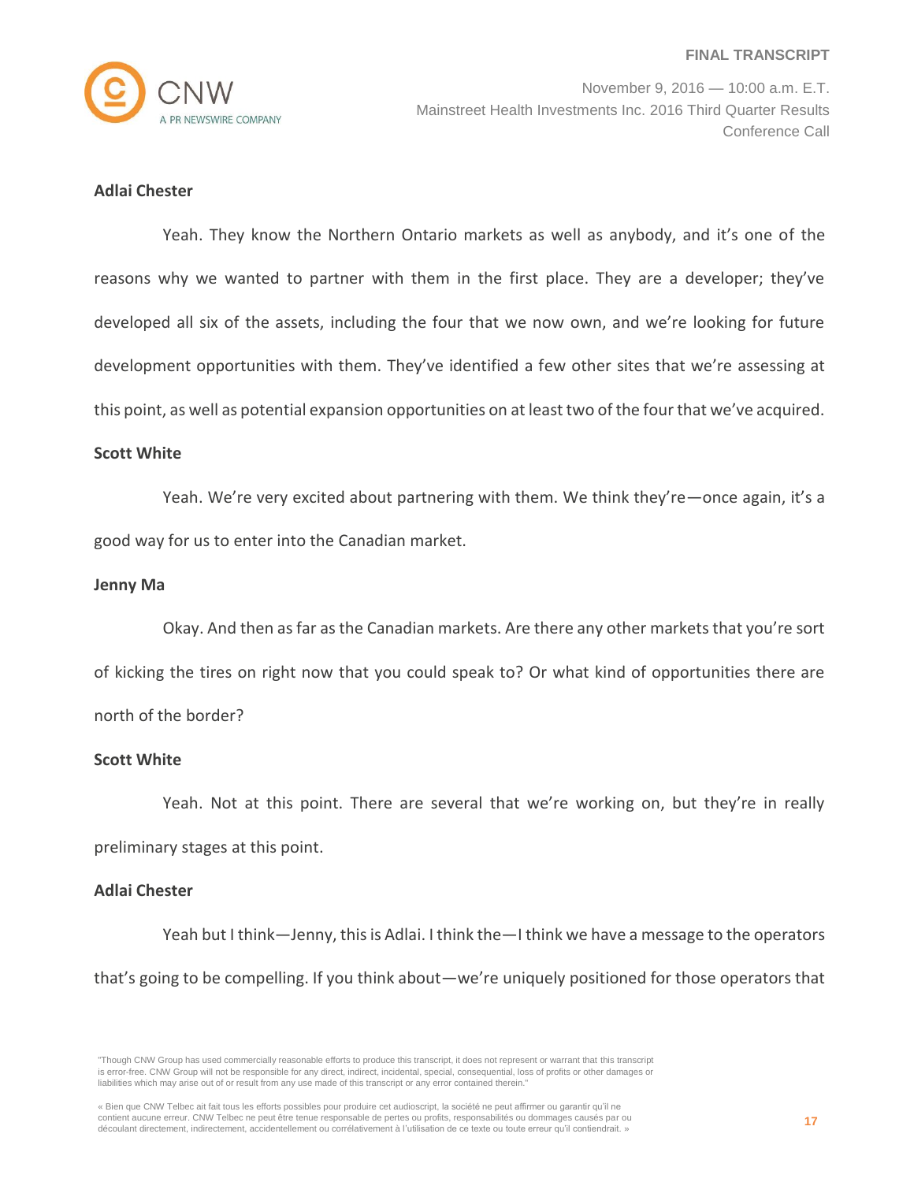**Adlai Chester**

Yeah. They know the Northern Ontario markets as well as anybody, and it's one of the reasons why we wanted to partner with them in the first place. They are a developer; they've developed all six of the assets, including the four that we now own, and we're looking for future development opportunities with them. They've identified a few other sites that we're assessing at this point, as well as potential expansion opportunities on at least two of the four that we've acquired.

**Scott White**

Yeah. We're very excited about partnering with them. We think they're—once again, it's a good way for us to enter into the Canadian market.

**Jenny Ma**

Okay. And then as far as the Canadian markets. Are there any other markets that you're sort of kicking the tires on right now that you could speak to? Or what kind of opportunities there are north of the border?

**Scott White**

Yeah. Not at this point. There are several that we're working on, but they're in really preliminary stages at this point.

**Adlai Chester**

Yeah but I think—Jenny, this is Adlai. I think the—I think we have a message to the operators that's going to be compelling. If you think about—we're uniquely positioned for those operators that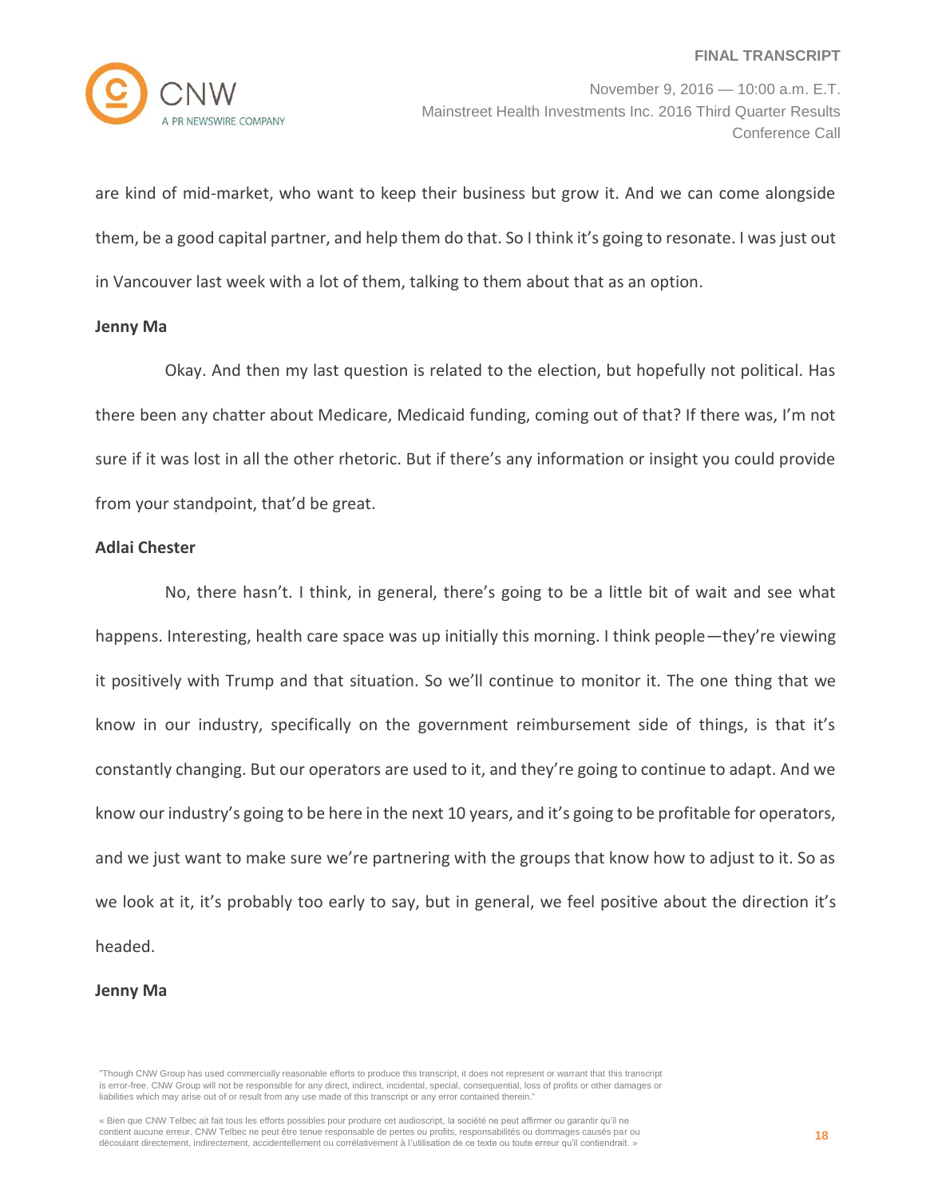are kind of mid-market, who want to keep their business but grow it. And we can come alongside them, be a good capital partner, and help them do that. So I think it's going to resonate. I was just out in Vancouver last week with a lot of them, talking to them about that as an option.

**Jenny Ma**

Okay. And then my last question is related to the election, but hopefully not political. Has there been any chatter about Medicare, Medicaid funding, coming out of that? If there was, I'm not sure if it was lost in all the other rhetoric. But if there's any information or insight you could provide from your standpoint, that'd be great.

**Adlai Chester**

No, there hasn't. I think, in general, there's going to be a little bit of wait and see what happens. Interesting, health care space was up initially this morning. I think people—they're viewing it positively with Trump and that situation. So we'll continue to monitor it. The one thing that we know in our industry, specifically on the government reimbursement side of things, is that it's constantly changing. But our operators are used to it, and they're going to continue to adapt. And we know our industry's going to be here in the next 10 years, and it's going to be profitable for operators, and we just want to make sure we're partnering with the groups that know how to adjust to it. So as we look at it, it's probably too early to say, but in general, we feel positive about the direction it's headed.

**Jenny Ma**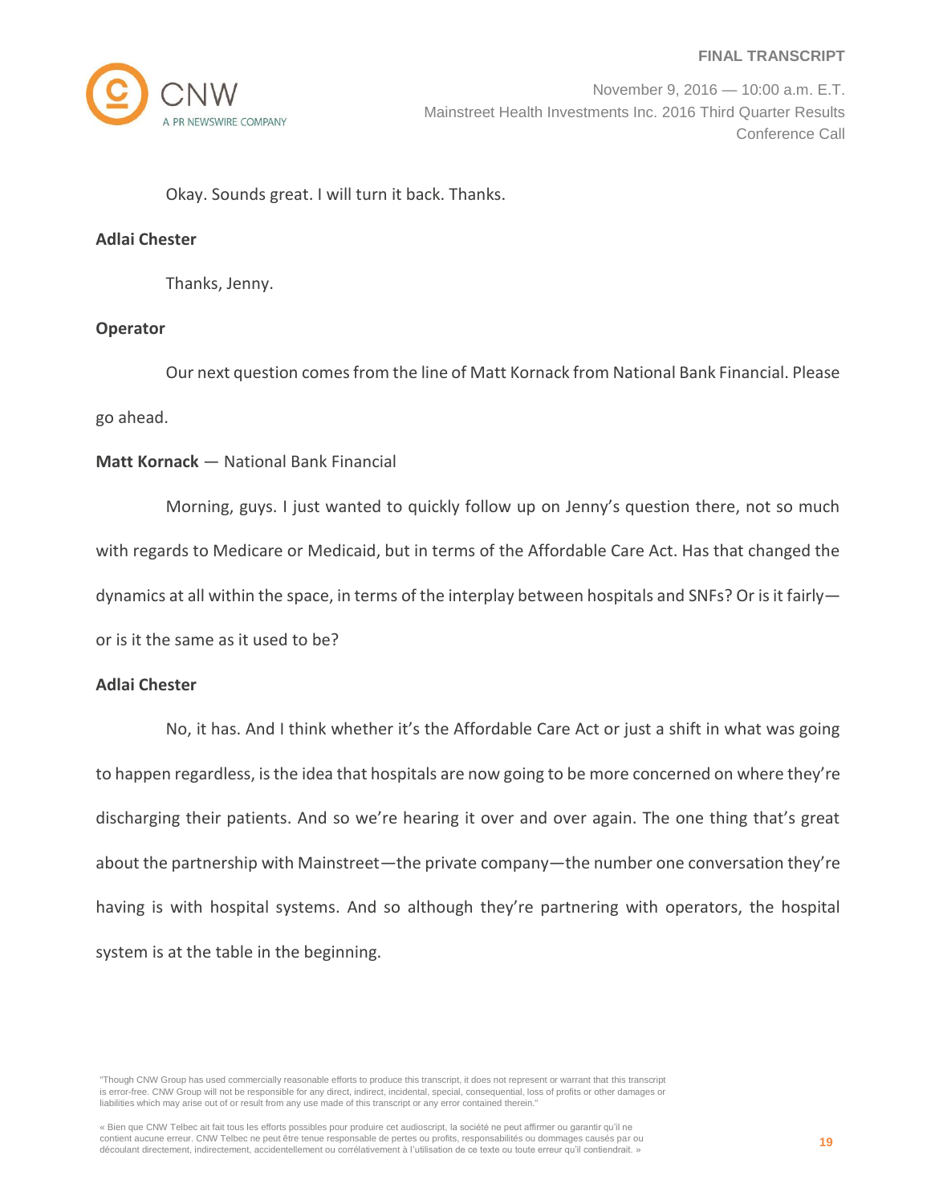Okay. Sounds great. I will turn it back. Thanks.

**Adlai Chester**

Thanks, Jenny.

**Operator**

Our next question comes from the line of Matt Kornack from National Bank Financial. Please go ahead.

**Matt Kornack** — National Bank Financial

Morning, guys. I just wanted to quickly follow up on Jenny's question there, not so much with regards to Medicare or Medicaid, but in terms of the Affordable Care Act. Has that changed the dynamics at all within the space, in terms of the interplay between hospitals and SNFs? Or is it fairly—or is it the same as it used to be?

**Adlai Chester**

No, it has. And I think whether it's the Affordable Care Act or just a shift in what was going to happen regardless, is the idea that hospitals are now going to be more concerned on where they're discharging their patients. And so we're hearing it over and over again. The one thing that's great about the partnership with Mainstreet—the private company—the number one conversation they're having is with hospital systems. And so although they're partnering with operators, the hospital system is at the table in the beginning.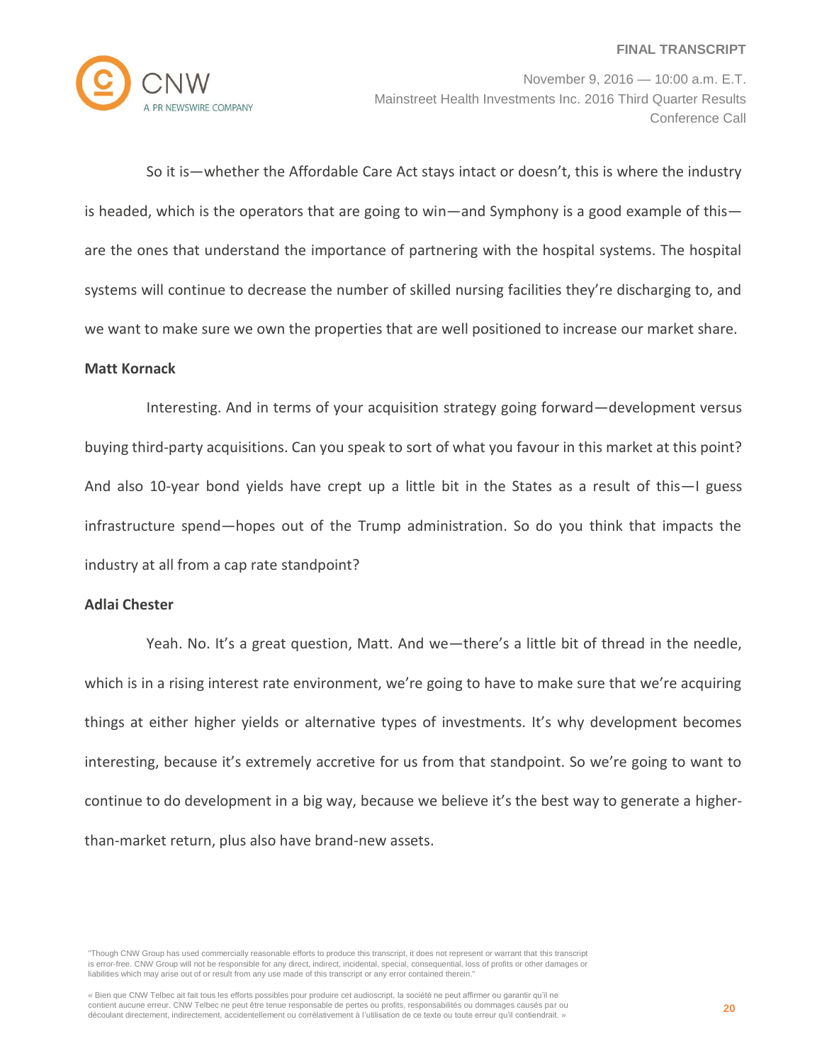So it is—whether the Affordable Care Act stays intact or doesn't, this is where the industry is headed, which is the operators that are going to win—and Symphony is a good example of this—are the ones that understand the importance of partnering with the hospital systems. The hospital systems will continue to decrease the number of skilled nursing facilities they're discharging to, and we want to make sure we own the properties that are well positioned to increase our market share.

**Matt Kornack**

Interesting. And in terms of your acquisition strategy going forward—development versus buying third-party acquisitions. Can you speak to sort of what you favour in this market at this point? And also 10-year bond yields have crept up a little bit in the States as a result of this—I guess infrastructure spend—hopes out of the Trump administration. So do you think that impacts the industry at all from a cap rate standpoint?

**Adlai Chester**

Yeah. No. It's a great question, Matt. And we—there's a little bit of thread in the needle, which is in a rising interest rate environment, we're going to have to make sure that we're acquiring things at either higher yields or alternative types of investments. It's why development becomes interesting, because it's extremely accretive for us from that standpoint. So we're going to want to continue to do development in a big way, because we believe it's the best way to generate a higher-than-market return, plus also have brand-new assets.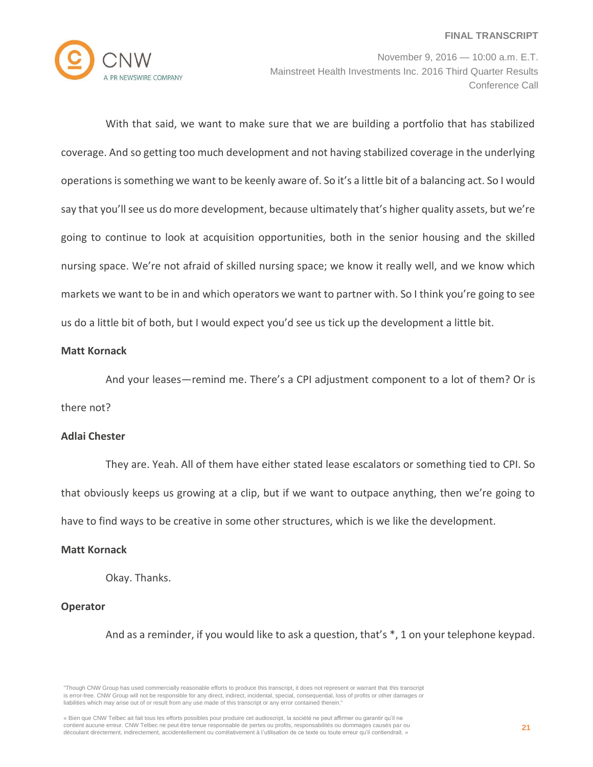With that said, we want to make sure that we are building a portfolio that has stabilized coverage. And so getting too much development and not having stabilized coverage in the underlying operations is something we want to be keenly aware of. So it's a little bit of a balancing act. So I would say that you'll see us do more development, because ultimately that's higher quality assets, but we're going to continue to look at acquisition opportunities, both in the senior housing and the skilled nursing space. We're not afraid of skilled nursing space; we know it really well, and we know which markets we want to be in and which operators we want to partner with. So I think you're going to see us do a little bit of both, but I would expect you'd see us tick up the development a little bit.

**Matt Kornack**

And your leases—remind me. There's a CPI adjustment component to a lot of them? Or is there not?

**Adlai Chester**

They are. Yeah. All of them have either stated lease escalators or something tied to CPI. So that obviously keeps us growing at a clip, but if we want to outpace anything, then we're going to have to find ways to be creative in some other structures, which is we like the development.

**Matt Kornack**

Okay. Thanks.

**Operator**

And as a reminder, if you would like to ask a question, that's *, 1 on your telephone keypad.

"Though CNW Group has used commercially reasonable efforts to produce this transcript, it does not represent or warrant that this transcript is error-free. CNW Group will not be responsible for any direct, indirect, incidental, special, consequential, loss of profits or other damages or liabilities which may arise out of or result from any use made of this transcript or any error contained therein."

« Bien que CNW Telbec ait fait tous les efforts possibles pour produire cet audioscript, la société ne peut affirmer ou garantir qu'il ne contient aucune erreur. CNW Telbec ne peut être tenue responsable de pertes ou profits, responsabilités ou dommages causés par ou découlant directement, indirectement, accidentellement ou corrélativement à l'utilisation de ce texte ou toute erreur qu'il contiendrait. »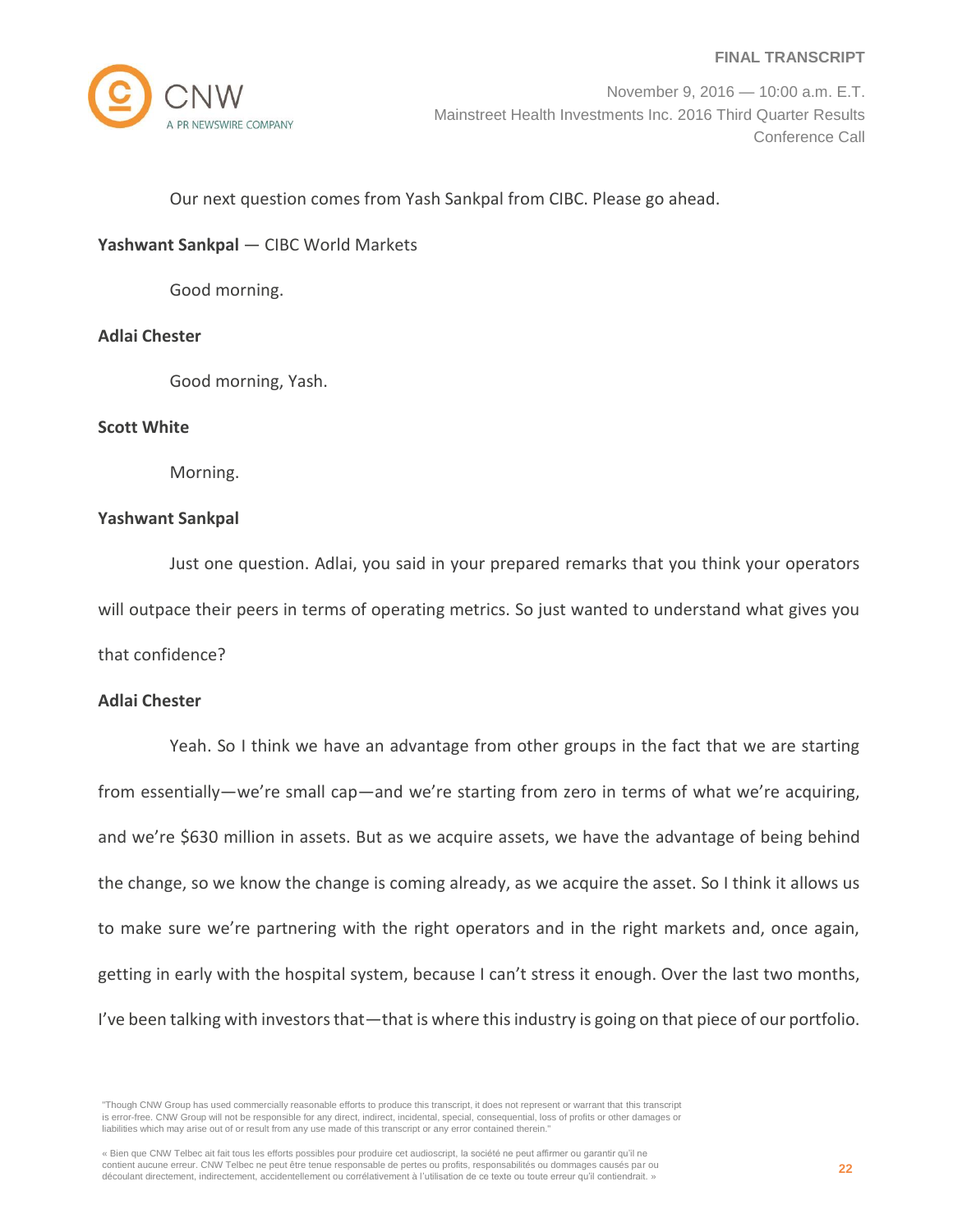Our next question comes from Yash Sankpal from CIBC. Please go ahead.

**Yashwant Sankpal** — CIBC World Markets

Good morning.

**Adlai Chester**

Good morning, Yash.

**Scott White**

Morning.

**Yashwant Sankpal**

Just one question. Adlai, you said in your prepared remarks that you think your operators will outpace their peers in terms of operating metrics. So just wanted to understand what gives you that confidence?

**Adlai Chester**

Yeah. So I think we have an advantage from other groups in the fact that we are starting from essentially—we're small cap—and we're starting from zero in terms of what we're acquiring, and we're $630 million in assets. But as we acquire assets, we have the advantage of being behind the change, so we know the change is coming already, as we acquire the asset. So I think it allows us to make sure we're partnering with the right operators and in the right markets and, once again, getting in early with the hospital system, because I can't stress it enough. Over the last two months, I've been talking with investors that—that is where this industry is going on that piece of our portfolio.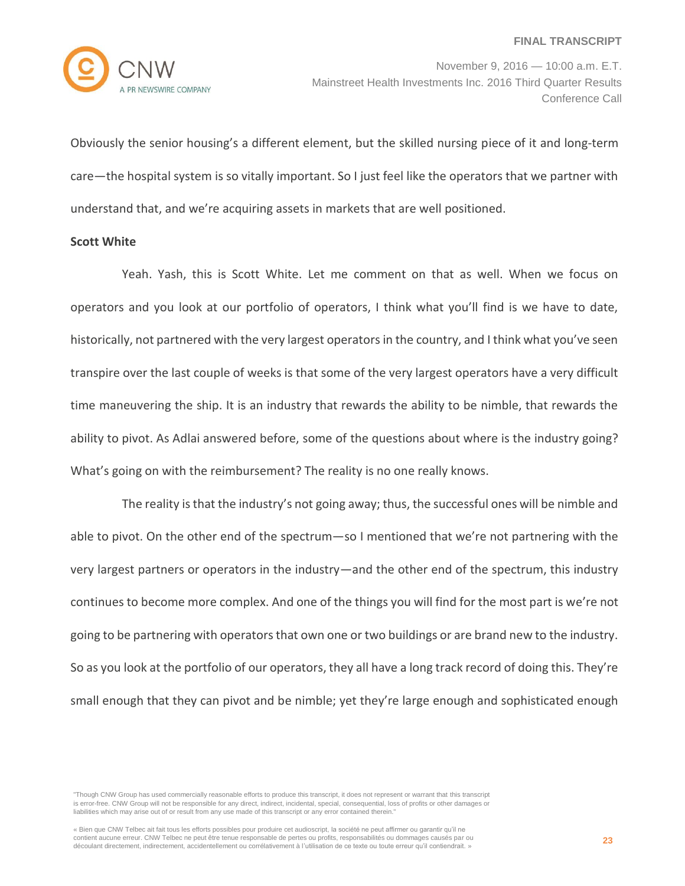Obviously the senior housing's a different element, but the skilled nursing piece of it and long-term care—the hospital system is so vitally important. So I just feel like the operators that we partner with understand that, and we're acquiring assets in markets that are well positioned.

**Scott White**

Yeah. Yash, this is Scott White. Let me comment on that as well. When we focus on operators and you look at our portfolio of operators, I think what you'll find is we have to date, historically, not partnered with the very largest operators in the country, and I think what you've seen transpire over the last couple of weeks is that some of the very largest operators have a very difficult time maneuvering the ship. It is an industry that rewards the ability to be nimble, that rewards the ability to pivot. As Adlai answered before, some of the questions about where is the industry going? What's going on with the reimbursement? The reality is no one really knows.

The reality is that the industry's not going away; thus, the successful ones will be nimble and able to pivot. On the other end of the spectrum—so I mentioned that we're not partnering with the very largest partners or operators in the industry—and the other end of the spectrum, this industry continues to become more complex. And one of the things you will find for the most part is we're not going to be partnering with operators that own one or two buildings or are brand new to the industry. So as you look at the portfolio of our operators, they all have a long track record of doing this. They're small enough that they can pivot and be nimble; yet they're large enough and sophisticated enough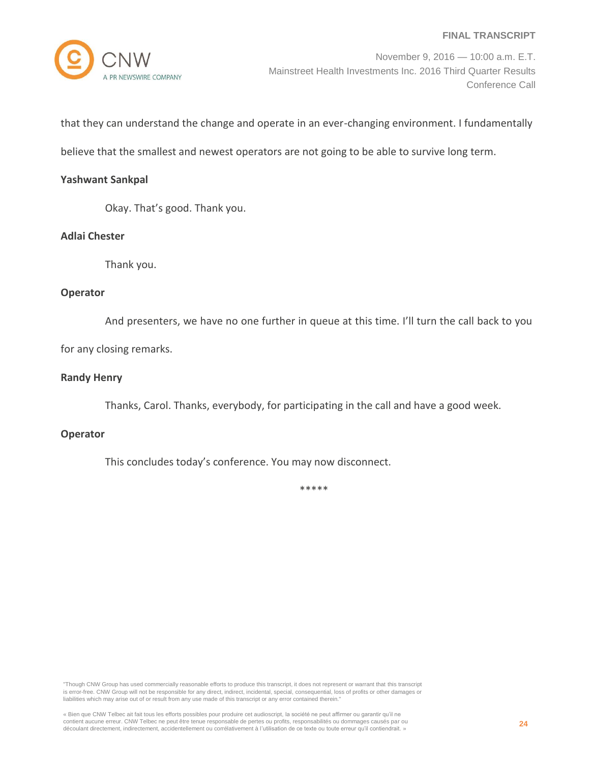that they can understand the change and operate in an ever-changing environment. I fundamentally believe that the smallest and newest operators are not going to be able to survive long term.

**Yashwant Sankpal**

Okay. That's good. Thank you.

**Adlai Chester**

Thank you.

**Operator**

And presenters, we have no one further in queue at this time. I'll turn the call back to you for any closing remarks.

**Randy Henry**

Thanks, Carol. Thanks, everybody, for participating in the call and have a good week.

**Operator**

This concludes today's conference. You may now disconnect.

*****

"Though CNW Group has used commercially reasonable efforts to produce this transcript, it does not represent or warrant that this transcript is error-free. CNW Group will not be responsible for any direct, indirect, incidental, special, consequential, loss of profits or other damages or liabilities which may arise out of or result from any use made of this transcript or any error contained therein."

« Bien que CNW Telbec ait fait tous les efforts possibles pour produire cet audioscript, la société ne peut affirmer ou garantir qu'il ne contient aucune erreur. CNW Telbec ne peut être tenue responsable de pertes ou profits, responsabilités ou dommages causés par ou découlant directement, indirectement, accidentellement ou corrélativement à l'utilisation de ce texte ou toute erreur qu'il contiendrait. »